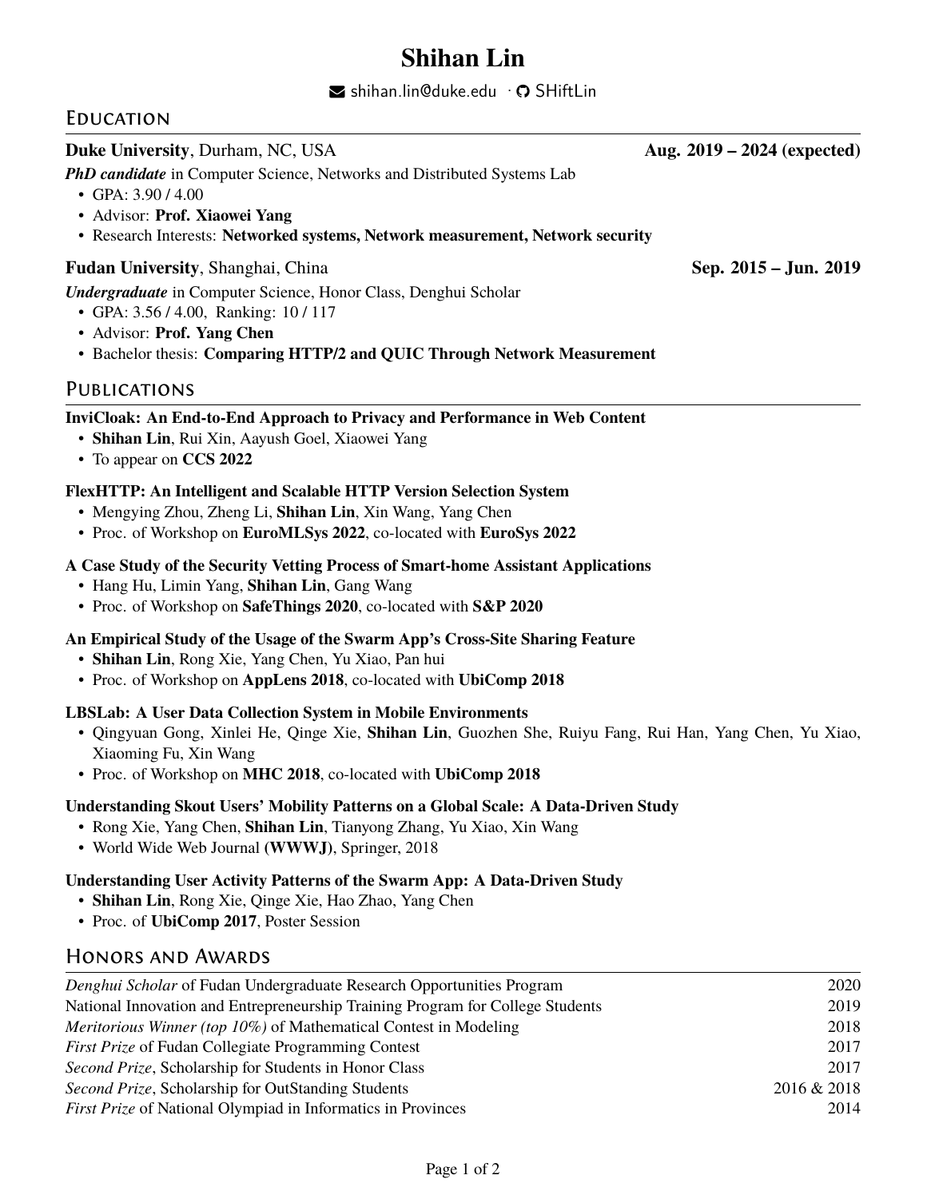# Shihan Lin

shihan.lin@duke.edu · SHiftLin

## Education

**Duke University**, Durham, NC, USA **Aug. 2019 – 2024 (expected)**

***PhD candidate*** in Computer Science, Networks and Distributed Systems Lab

- GPA: 3.90 / 4.00
- Advisor: **Prof. Xiaowei Yang**
- Research Interests: **Networked systems, Network measurement, Network security**

**Fudan University**, Shanghai, China **Sep. 2015 – Jun. 2019**

***Undergraduate*** in Computer Science, Honor Class, Denghui Scholar

- GPA: 3.56 / 4.00, Ranking: 10 / 117
- Advisor: **Prof. Yang Chen**
- Bachelor thesis: **Comparing HTTP/2 and QUIC Through Network Measurement**

## Publications

**InviCloak: An End-to-End Approach to Privacy and Performance in Web Content**

- **Shihan Lin**, Rui Xin, Aayush Goel, Xiaowei Yang
- To appear on **CCS 2022**

**FlexHTTP: An Intelligent and Scalable HTTP Version Selection System**

- Mengying Zhou, Zheng Li, **Shihan Lin**, Xin Wang, Yang Chen
- Proc. of Workshop on **EuroMLSys 2022**, co-located with **EuroSys 2022**

**A Case Study of the Security Vetting Process of Smart-home Assistant Applications**

- Hang Hu, Limin Yang, **Shihan Lin**, Gang Wang
- Proc. of Workshop on **SafeThings 2020**, co-located with **S&P 2020**

**An Empirical Study of the Usage of the Swarm App's Cross-Site Sharing Feature**

- **Shihan Lin**, Rong Xie, Yang Chen, Yu Xiao, Pan hui
- Proc. of Workshop on **AppLens 2018**, co-located with **UbiComp 2018**

**LBSLab: A User Data Collection System in Mobile Environments**

- Qingyuan Gong, Xinlei He, Qinge Xie, **Shihan Lin**, Guozhen She, Ruiyu Fang, Rui Han, Yang Chen, Yu Xiao, Xiaoming Fu, Xin Wang
- Proc. of Workshop on **MHC 2018**, co-located with **UbiComp 2018**

**Understanding Skout Users' Mobility Patterns on a Global Scale: A Data-Driven Study**

- Rong Xie, Yang Chen, **Shihan Lin**, Tianyong Zhang, Yu Xiao, Xin Wang
- World Wide Web Journal **(WWWJ)**, Springer, 2018

**Understanding User Activity Patterns of the Swarm App: A Data-Driven Study**

- **Shihan Lin**, Rong Xie, Qinge Xie, Hao Zhao, Yang Chen
- Proc. of **UbiComp 2017**, Poster Session

## Honors and Awards

| | |
|---|---|
| *Denghui Scholar* of Fudan Undergraduate Research Opportunities Program | 2020 |
| National Innovation and Entrepreneurship Training Program for College Students | 2019 |
| *Meritorious Winner (top 10%)* of Mathematical Contest in Modeling | 2018 |
| *First Prize* of Fudan Collegiate Programming Contest | 2017 |
| *Second Prize*, Scholarship for Students in Honor Class | 2017 |
| *Second Prize*, Scholarship for OutStanding Students | 2016 & 2018 |
| *First Prize* of National Olympiad in Informatics in Provinces | 2014 |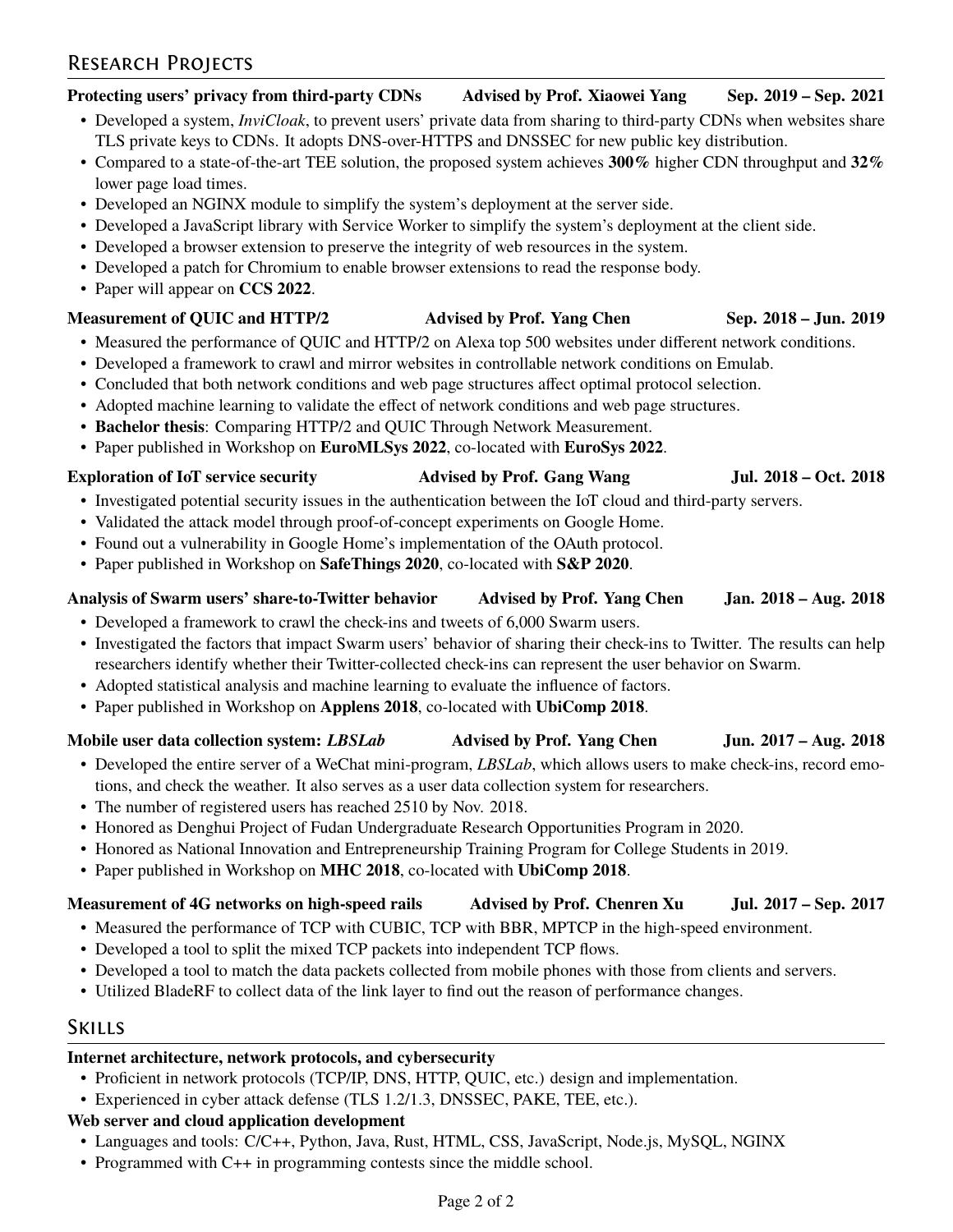## Research Projects

**Protecting users' privacy from third-party CDNs** **Advised by Prof. Xiaowei Yang** **Sep. 2019 – Sep. 2021**

- Developed a system, *InviCloak*, to prevent users' private data from sharing to third-party CDNs when websites share TLS private keys to CDNs. It adopts DNS-over-HTTPS and DNSSEC for new public key distribution.
- Compared to a state-of-the-art TEE solution, the proposed system achieves **300%** higher CDN throughput and **32%** lower page load times.
- Developed an NGINX module to simplify the system's deployment at the server side.
- Developed a JavaScript library with Service Worker to simplify the system's deployment at the client side.
- Developed a browser extension to preserve the integrity of web resources in the system.
- Developed a patch for Chromium to enable browser extensions to read the response body.
- Paper will appear on **CCS 2022**.

**Measurement of QUIC and HTTP/2** **Advised by Prof. Yang Chen** **Sep. 2018 – Jun. 2019**

- Measured the performance of QUIC and HTTP/2 on Alexa top 500 websites under different network conditions.
- Developed a framework to crawl and mirror websites in controllable network conditions on Emulab.
- Concluded that both network conditions and web page structures affect optimal protocol selection.
- Adopted machine learning to validate the effect of network conditions and web page structures.
- **Bachelor thesis**: Comparing HTTP/2 and QUIC Through Network Measurement.
- Paper published in Workshop on **EuroMLSys 2022**, co-located with **EuroSys 2022**.

**Exploration of IoT service security** **Advised by Prof. Gang Wang** **Jul. 2018 – Oct. 2018**

- Investigated potential security issues in the authentication between the IoT cloud and third-party servers.
- Validated the attack model through proof-of-concept experiments on Google Home.
- Found out a vulnerability in Google Home's implementation of the OAuth protocol.
- Paper published in Workshop on **SafeThings 2020**, co-located with **S&P 2020**.

**Analysis of Swarm users' share-to-Twitter behavior** **Advised by Prof. Yang Chen** **Jan. 2018 – Aug. 2018**

- Developed a framework to crawl the check-ins and tweets of 6,000 Swarm users.
- Investigated the factors that impact Swarm users' behavior of sharing their check-ins to Twitter. The results can help researchers identify whether their Twitter-collected check-ins can represent the user behavior on Swarm.
- Adopted statistical analysis and machine learning to evaluate the influence of factors.
- Paper published in Workshop on **Applens 2018**, co-located with **UbiComp 2018**.

**Mobile user data collection system: *LBSLab*** **Advised by Prof. Yang Chen** **Jun. 2017 – Aug. 2018**

- Developed the entire server of a WeChat mini-program, *LBSLab*, which allows users to make check-ins, record emotions, and check the weather. It also serves as a user data collection system for researchers.
- The number of registered users has reached 2510 by Nov. 2018.
- Honored as Denghui Project of Fudan Undergraduate Research Opportunities Program in 2020.
- Honored as National Innovation and Entrepreneurship Training Program for College Students in 2019.
- Paper published in Workshop on **MHC 2018**, co-located with **UbiComp 2018**.

**Measurement of 4G networks on high-speed rails** **Advised by Prof. Chenren Xu** **Jul. 2017 – Sep. 2017**

- Measured the performance of TCP with CUBIC, TCP with BBR, MPTCP in the high-speed environment.
- Developed a tool to split the mixed TCP packets into independent TCP flows.
- Developed a tool to match the data packets collected from mobile phones with those from clients and servers.
- Utilized BladeRF to collect data of the link layer to find out the reason of performance changes.

## Skills

**Internet architecture, network protocols, and cybersecurity**

- Proficient in network protocols (TCP/IP, DNS, HTTP, QUIC, etc.) design and implementation.
- Experienced in cyber attack defense (TLS 1.2/1.3, DNSSEC, PAKE, TEE, etc.).

**Web server and cloud application development**

- Languages and tools: C/C++, Python, Java, Rust, HTML, CSS, JavaScript, Node.js, MySQL, NGINX
- Programmed with C++ in programming contests since the middle school.